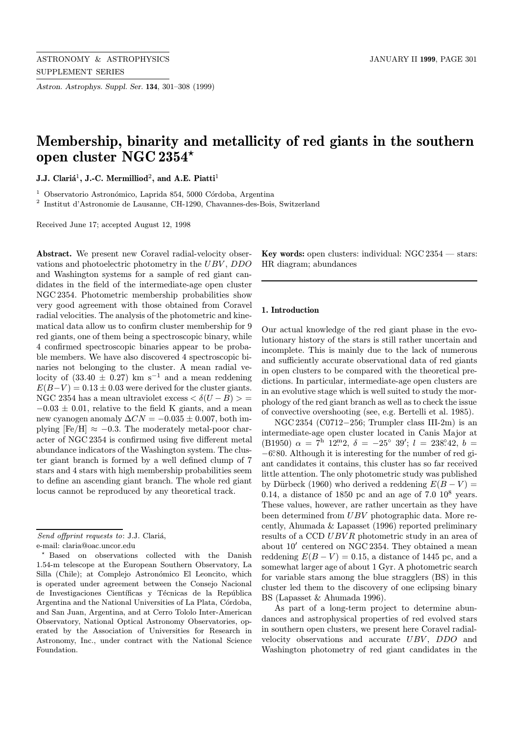# Membership, binarity and metallicity of red giants in the southern open cluster NGC 2354*

**J.J. Clariá[1], J.-C. Mermilliod[2], and A.E. Piatti[1]**

[1] Observatorio Astronómico, Laprida 854, 5000 Córdoba, Argentina

[2] Institut d'Astronomie de Lausanne, CH-1290, Chavannes-des-Bois, Switzerland

Received June 17; accepted August 12, 1998

**Abstract.** We present new Coravel radial-velocity observations and photoelectric photometry in the $UBV$, $DDO$ and Washington systems for a sample of red giant candidates in the field of the intermediate-age open cluster NGC 2354. Photometric membership probabilities show very good agreement with those obtained from Coravel radial velocities. The analysis of the photometric and kinematical data allow us to confirm cluster membership for 9 red giants, one of them being a spectroscopic binary, while 4 confirmed spectroscopic binaries appear to be probable members. We have also discovered 4 spectroscopic binaries not belonging to the cluster. A mean radial velocity of $(33.40 \pm 0.27)$ km s$^{-1}$ and a mean reddening $E(B-V) = 0.13 \pm 0.03$ were derived for the cluster giants. NGC 2354 has a mean ultraviolet excess $< \delta(U-B) > = -0.03 \pm 0.01$, relative to the field K giants, and a mean new cyanogen anomaly $\Delta CN = -0.035 \pm 0.007$, both implying [Fe/H] $\approx -0.3$. The moderately metal-poor character of NGC 2354 is confirmed using five different metal abundance indicators of the Washington system. The cluster giant branch is formed by a well defined clump of 7 stars and 4 stars with high membership probabilities seem to define an ascending giant branch. The whole red giant locus cannot be reproduced by any theoretical track.

**Key words:** open clusters: individual: NGC 2354 — stars: HR diagram; abundances

## 1. Introduction

Our actual knowledge of the red giant phase in the evolutionary history of the stars is still rather uncertain and incomplete. This is mainly due to the lack of numerous and sufficiently accurate observational data of red giants in open clusters to be compared with the theoretical predictions. In particular, intermediate-age open clusters are in an evolutive stage which is well suited to study the morphology of the red giant branch as well as to check the issue of convective overshooting (see, e.g. Bertelli et al. 1985).

NGC 2354 (C0712−256; Trumpler class III-2m) is an intermediate-age open cluster located in Canis Major at (B1950) $\alpha = 7^{\rm h}\ 12\overset{\rm m}{.}2$, $\delta = -25^\circ\ 39'$; $l = 238\overset{\circ}{.}42$, $b = -6\overset{\circ}{.}80$. Although it is interesting for the number of red giant candidates it contains, this cluster has so far received little attention. The only photometric study was published by Dürbeck (1960) who derived a reddening $E(B-V) = 0.14$, a distance of 1850 pc and an age of $7.0\ 10^8$ years. These values, however, are rather uncertain as they have been determined from $UBV$ photographic data. More recently, Ahumada & Lapasset (1996) reported preliminary results of a CCD $UBVR$ photometric study in an area of about $10'$ centered on NGC 2354. They obtained a mean reddening $E(B-V) = 0.15$, a distance of 1445 pc, and a somewhat larger age of about 1 Gyr. A photometric search for variable stars among the blue stragglers (BS) in this cluster led them to the discovery of one eclipsing binary BS (Lapasset & Ahumada 1996).

As part of a long-term project to determine abundances and astrophysical properties of red evolved stars in southern open clusters, we present here Coravel radial-velocity observations and accurate $UBV$, $DDO$ and Washington photometry of red giant candidates in the

---

*Send offprint requests to*: J.J. Clariá,

e-mail: claria@oac.uncor.edu

* Based on observations collected with the Danish 1.54-m telescope at the European Southern Observatory, La Silla (Chile); at Complejo Astronómico El Leoncito, which is operated under agreement between the Consejo Nacional de Investigaciones Científicas y Técnicas de la República Argentina and the National Universities of La Plata, Córdoba, and San Juan, Argentina, and at Cerro Tololo Inter-American Observatory, National Optical Astronomy Observatories, operated by the Association of Universities for Research in Astronomy, Inc., under contract with the National Science Foundation.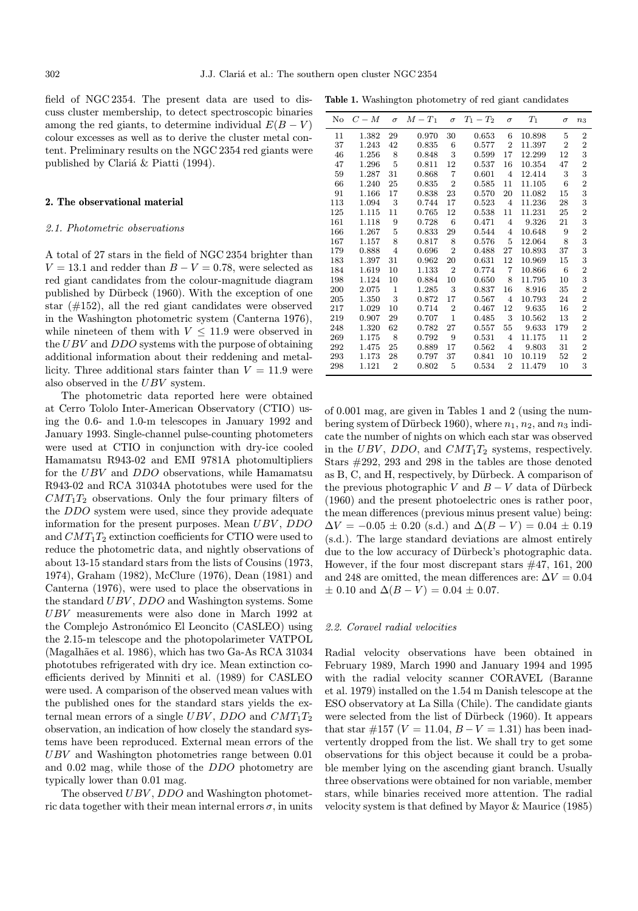field of NGC 2354. The present data are used to discuss cluster membership, to detect spectroscopic binaries among the red giants, to determine individual $E(B-V)$ colour excesses as well as to derive the cluster metal content. Preliminary results on the NGC 2354 red giants were published by Clariá & Piatti (1994).

## 2. The observational material

### 2.1. Photometric observations

A total of 27 stars in the field of NGC 2354 brighter than $V = 13.1$ and redder than $B-V = 0.78$, were selected as red giant candidates from the colour-magnitude diagram published by Dürbeck (1960). With the exception of one star (#152), all the red giant candidates were observed in the Washington photometric system (Canterna 1976), while nineteen of them with $V \leq 11.9$ were observed in the $UBV$ and $DDO$ systems with the purpose of obtaining additional information about their reddening and metallicity. Three additional stars fainter than $V = 11.9$ were also observed in the $UBV$ system.

The photometric data reported here were obtained at Cerro Tololo Inter-American Observatory (CTIO) using the 0.6- and 1.0-m telescopes in January 1992 and January 1993. Single-channel pulse-counting photometers were used at CTIO in conjunction with dry-ice cooled Hamamatsu R943-02 and EMI 9781A photomultipliers for the $UBV$ and $DDO$ observations, while Hamamatsu R943-02 and RCA 31034A phototubes were used for the $CMT_1T_2$ observations. Only the four primary filters of the $DDO$ system were used, since they provide adequate information for the present purposes. Mean $UBV$, $DDO$ and $CMT_1T_2$ extinction coefficients for CTIO were used to reduce the photometric data, and nightly observations of about 13-15 standard stars from the lists of Cousins (1973, 1974), Graham (1982), McClure (1976), Dean (1981) and Canterna (1976), were used to place the observations in the standard $UBV$, $DDO$ and Washington systems. Some $UBV$ measurements were also done in March 1992 at the Complejo Astronómico El Leoncito (CASLEO) using the 2.15-m telescope and the photopolarimeter VATPOL (Magalhães et al. 1986), which has two Ga-As RCA 31034 phototubes refrigerated with dry ice. Mean extinction coefficients derived by Minniti et al. (1989) for CASLEO were used. A comparison of the observed mean values with the published ones for the standard stars yields the external mean errors of a single $UBV$, $DDO$ and $CMT_1T_2$ observation, an indication of how closely the standard systems have been reproduced. External mean errors of the $UBV$ and Washington photometries range between 0.01 and 0.02 mag, while those of the $DDO$ photometry are typically lower than 0.01 mag.

The observed $UBV$, $DDO$ and Washington photometric data together with their mean internal errors $\sigma$, in units of 0.001 mag, are given in Tables 1 and 2 (using the numbering system of Dürbeck 1960), where $n_1$, $n_2$, and $n_3$ indicate the number of nights on which each star was observed in the $UBV$, $DDO$, and $CMT_1T_2$ systems, respectively. Stars #292, 293 and 298 in the tables are those denoted as B, C, and H, respectively, by Dürbeck. A comparison of the previous photographic $V$ and $B-V$ data of Dürbeck (1960) and the present photoelectric ones is rather poor, the mean differences (previous minus present value) being: $\Delta V = -0.05 \pm 0.20$ (s.d.) and $\Delta(B-V) = 0.04 \pm 0.19$ (s.d.). The large standard deviations are almost entirely due to the low accuracy of Dürbeck's photographic data. However, if the four most discrepant stars #47, 161, 200 and 248 are omitted, the mean differences are: $\Delta V = 0.04 \pm 0.10$ and $\Delta(B-V) = 0.04 \pm 0.07$.

**Table 1.** Washington photometry of red giant candidates

| No | $C-M$ | $\sigma$ | $M-T_1$ | $\sigma$ | $T_1-T_2$ | $\sigma$ | $T_1$ | $\sigma$ | $n_3$ |
|---|---|---|---|---|---|---|---|---|---|
| 11 | 1.382 | 29 | 0.970 | 30 | 0.653 | 6 | 10.898 | 5 | 2 |
| 37 | 1.243 | 42 | 0.835 | 6 | 0.577 | 2 | 11.397 | 2 | 2 |
| 46 | 1.256 | 8 | 0.848 | 3 | 0.599 | 17 | 12.299 | 12 | 3 |
| 47 | 1.296 | 5 | 0.811 | 12 | 0.537 | 16 | 10.354 | 47 | 2 |
| 59 | 1.287 | 31 | 0.868 | 7 | 0.601 | 4 | 12.414 | 3 | 3 |
| 66 | 1.240 | 25 | 0.835 | 2 | 0.585 | 11 | 11.105 | 6 | 2 |
| 91 | 1.166 | 17 | 0.838 | 23 | 0.570 | 20 | 11.082 | 15 | 3 |
| 113 | 1.094 | 3 | 0.744 | 17 | 0.523 | 4 | 11.236 | 28 | 3 |
| 125 | 1.115 | 11 | 0.765 | 12 | 0.538 | 11 | 11.231 | 25 | 2 |
| 161 | 1.118 | 9 | 0.728 | 6 | 0.471 | 4 | 9.326 | 21 | 3 |
| 166 | 1.267 | 5 | 0.833 | 29 | 0.544 | 4 | 10.648 | 9 | 2 |
| 167 | 1.157 | 8 | 0.817 | 8 | 0.576 | 5 | 12.064 | 8 | 3 |
| 179 | 0.888 | 4 | 0.696 | 2 | 0.488 | 27 | 10.893 | 37 | 3 |
| 183 | 1.397 | 31 | 0.962 | 20 | 0.631 | 12 | 10.969 | 15 | 3 |
| 184 | 1.619 | 10 | 1.133 | 2 | 0.774 | 7 | 10.866 | 6 | 2 |
| 198 | 1.124 | 10 | 0.884 | 10 | 0.650 | 8 | 11.795 | 10 | 3 |
| 200 | 2.075 | 1 | 1.285 | 3 | 0.837 | 16 | 8.916 | 35 | 2 |
| 205 | 1.350 | 3 | 0.872 | 17 | 0.567 | 4 | 10.793 | 24 | 2 |
| 217 | 1.029 | 10 | 0.714 | 2 | 0.467 | 12 | 9.635 | 16 | 2 |
| 219 | 0.907 | 29 | 0.707 | 1 | 0.485 | 3 | 10.562 | 13 | 2 |
| 248 | 1.320 | 62 | 0.782 | 27 | 0.557 | 55 | 9.633 | 179 | 2 |
| 269 | 1.175 | 8 | 0.792 | 9 | 0.531 | 4 | 11.175 | 11 | 2 |
| 292 | 1.475 | 25 | 0.889 | 17 | 0.562 | 4 | 9.803 | 31 | 2 |
| 293 | 1.173 | 28 | 0.797 | 37 | 0.841 | 10 | 10.119 | 52 | 2 |
| 298 | 1.121 | 2 | 0.802 | 5 | 0.534 | 2 | 11.479 | 10 | 3 |

### 2.2. Coravel radial velocities

Radial velocity observations have been obtained in February 1989, March 1990 and January 1994 and 1995 with the radial velocity scanner CORAVEL (Baranne et al. 1979) installed on the 1.54 m Danish telescope at the ESO observatory at La Silla (Chile). The candidate giants were selected from the list of Dürbeck (1960). It appears that star #157 ($V = 11.04$, $B-V = 1.31$) has been inadvertently dropped from the list. We shall try to get some observations for this object because it could be a probable member lying on the ascending giant branch. Usually three observations were obtained for non variable, member stars, while binaries received more attention. The radial velocity system is that defined by Mayor & Maurice (1985)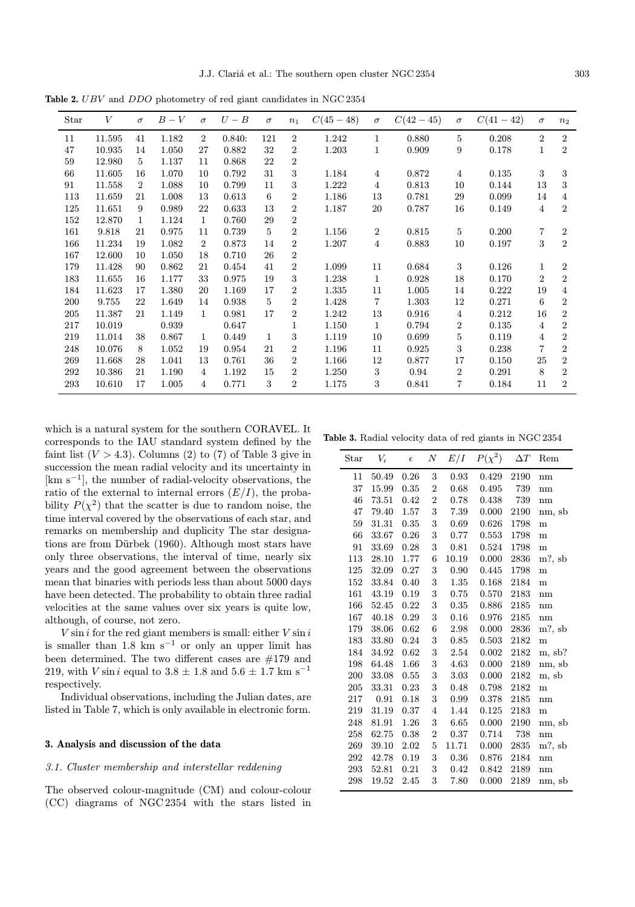**Table 2.** $UBV$ and $DDO$ photometry of red giant candidates in NGC 2354

| Star | $V$ | $\sigma$ | $B-V$ | $\sigma$ | $U-B$ | $\sigma$ | $n_1$ | $C(45-48)$ | $\sigma$ | $C(42-45)$ | $\sigma$ | $C(41-42)$ | $\sigma$ | $n_2$ |
|---|---|---|---|---|---|---|---|---|---|---|---|---|---|---|
| 11 | 11.595 | 41 | 1.182 | 2 | 0.840: | 121 | 2 | 1.242 | 1 | 0.880 | 5 | 0.208 | 2 | 2 |
| 47 | 10.935 | 14 | 1.050 | 27 | 0.882 | 32 | 2 | 1.203 | 1 | 0.909 | 9 | 0.178 | 1 | 2 |
| 59 | 12.980 | 5 | 1.137 | 11 | 0.868 | 22 | 2 | | | | | | | |
| 66 | 11.605 | 16 | 1.070 | 10 | 0.792 | 31 | 3 | 1.184 | 4 | 0.872 | 4 | 0.135 | 3 | 3 |
| 91 | 11.558 | 2 | 1.088 | 10 | 0.799 | 11 | 3 | 1.222 | 4 | 0.813 | 10 | 0.144 | 13 | 3 |
| 113 | 11.659 | 21 | 1.008 | 13 | 0.613 | 6 | 2 | 1.186 | 13 | 0.781 | 29 | 0.099 | 14 | 4 |
| 125 | 11.651 | 9 | 0.989 | 22 | 0.633 | 13 | 2 | 1.187 | 20 | 0.787 | 16 | 0.149 | 4 | 2 |
| 152 | 12.870 | 1 | 1.124 | 1 | 0.760 | 29 | 2 | | | | | | | |
| 161 | 9.818 | 21 | 0.975 | 11 | 0.739 | 5 | 2 | 1.156 | 2 | 0.815 | 5 | 0.200 | 7 | 2 |
| 166 | 11.234 | 19 | 1.082 | 2 | 0.873 | 14 | 2 | 1.207 | 4 | 0.883 | 10 | 0.197 | 3 | 2 |
| 167 | 12.600 | 10 | 1.050 | 18 | 0.710 | 26 | 2 | | | | | | | |
| 179 | 11.428 | 90 | 0.862 | 21 | 0.454 | 41 | 2 | 1.099 | 11 | 0.684 | 3 | 0.126 | 1 | 2 |
| 183 | 11.655 | 16 | 1.177 | 33 | 0.975 | 19 | 3 | 1.238 | 1 | 0.928 | 18 | 0.170 | 2 | 2 |
| 184 | 11.623 | 17 | 1.380 | 20 | 1.169 | 17 | 2 | 1.335 | 11 | 1.005 | 14 | 0.222 | 19 | 4 |
| 200 | 9.755 | 22 | 1.649 | 14 | 0.938 | 5 | 2 | 1.428 | 7 | 1.303 | 12 | 0.271 | 6 | 2 |
| 205 | 11.387 | 21 | 1.149 | 1 | 0.981 | 17 | 2 | 1.242 | 13 | 0.916 | 4 | 0.212 | 16 | 2 |
| 217 | 10.019 | | 0.939 | | 0.647 | | 1 | 1.150 | 1 | 0.794 | 2 | 0.135 | 4 | 2 |
| 219 | 11.014 | 38 | 0.867 | 1 | 0.449 | 1 | 3 | 1.119 | 10 | 0.699 | 5 | 0.119 | 4 | 2 |
| 248 | 10.076 | 8 | 1.052 | 19 | 0.954 | 21 | 2 | 1.196 | 11 | 0.925 | 3 | 0.238 | 7 | 2 |
| 269 | 11.668 | 28 | 1.041 | 13 | 0.761 | 36 | 2 | 1.166 | 12 | 0.877 | 17 | 0.150 | 25 | 2 |
| 292 | 10.386 | 21 | 1.190 | 4 | 1.192 | 15 | 2 | 1.250 | 3 | 0.94 | 2 | 0.291 | 8 | 2 |
| 293 | 10.610 | 17 | 1.005 | 4 | 0.771 | 3 | 2 | 1.175 | 3 | 0.841 | 7 | 0.184 | 11 | 2 |

which is a natural system for the southern CORAVEL. It corresponds to the IAU standard system defined by the faint list ($V > 4.3$). Columns (2) to (7) of Table 3 give in succession the mean radial velocity and its uncertainty in [km s$^{-1}$], the number of radial-velocity observations, the ratio of the external to internal errors ($E/I$), the probability $P(\chi^2)$ that the scatter is due to random noise, the time interval covered by the observations of each star, and remarks on membership and duplicity The star designations are from Dürbek (1960). Although most stars have only three observations, the interval of time, nearly six years and the good agreement between the observations mean that binaries with periods less than about 5000 days have been detected. The probability to obtain three radial velocities at the same values over six years is quite low, although, of course, not zero.

$V \sin i$ for the red giant members is small: either $V \sin i$ is smaller than 1.8 km s$^{-1}$ or only an upper limit has been determined. The two different cases are #179 and 219, with $V \sin i$ equal to $3.8 \pm 1.8$ and $5.6 \pm 1.7$ km s$^{-1}$ respectively.

Individual observations, including the Julian dates, are listed in Table 7, which is only available in electronic form.

**Table 3.** Radial velocity data of red giants in NGC 2354

| Star | $V_r$ | $\epsilon$ | $N$ | $E/I$ | $P(\chi^2)$ | $\Delta T$ | Rem |
|---|---|---|---|---|---|---|---|
| 11 | 50.49 | 0.26 | 3 | 0.93 | 0.429 | 2190 | nm |
| 37 | 15.99 | 0.35 | 2 | 0.68 | 0.495 | 739 | nm |
| 46 | 73.51 | 0.42 | 2 | 0.78 | 0.438 | 739 | nm |
| 47 | 79.40 | 1.57 | 3 | 7.39 | 0.000 | 2190 | nm, sb |
| 59 | 31.31 | 0.35 | 3 | 0.69 | 0.626 | 1798 | m |
| 66 | 33.67 | 0.26 | 3 | 0.77 | 0.553 | 1798 | m |
| 91 | 33.69 | 0.28 | 3 | 0.81 | 0.524 | 1798 | m |
| 113 | 28.10 | 1.77 | 6 | 10.19 | 0.000 | 2836 | m?, sb |
| 125 | 32.09 | 0.27 | 3 | 0.90 | 0.445 | 1798 | m |
| 152 | 33.84 | 0.40 | 3 | 1.35 | 0.168 | 2184 | m |
| 161 | 43.19 | 0.19 | 3 | 0.75 | 0.570 | 2183 | nm |
| 166 | 52.45 | 0.22 | 3 | 0.35 | 0.886 | 2185 | nm |
| 167 | 40.18 | 0.29 | 3 | 0.16 | 0.976 | 2185 | nm |
| 179 | 38.06 | 0.62 | 6 | 2.98 | 0.000 | 2836 | m?, sb |
| 183 | 33.80 | 0.24 | 3 | 0.85 | 0.503 | 2182 | m |
| 184 | 34.92 | 0.62 | 3 | 2.54 | 0.002 | 2182 | m, sb? |
| 198 | 64.48 | 1.66 | 3 | 4.63 | 0.000 | 2189 | nm, sb |
| 200 | 33.08 | 0.55 | 3 | 3.03 | 0.000 | 2182 | m, sb |
| 205 | 33.31 | 0.23 | 3 | 0.48 | 0.798 | 2182 | m |
| 217 | 0.91 | 0.18 | 3 | 0.99 | 0.378 | 2185 | nm |
| 219 | 31.19 | 0.37 | 4 | 1.44 | 0.125 | 2183 | m |
| 248 | 81.91 | 1.26 | 3 | 6.65 | 0.000 | 2190 | nm, sb |
| 258 | 62.75 | 0.38 | 2 | 0.37 | 0.714 | 738 | nm |
| 269 | 39.10 | 2.02 | 5 | 11.71 | 0.000 | 2835 | m?, sb |
| 292 | 42.78 | 0.19 | 3 | 0.36 | 0.876 | 2184 | nm |
| 293 | 52.81 | 0.21 | 3 | 0.42 | 0.842 | 2189 | nm |
| 298 | 19.52 | 2.45 | 3 | 7.80 | 0.000 | 2189 | nm, sb |

## 3. Analysis and discussion of the data

### 3.1. Cluster membership and interstellar reddening

The observed colour-magnitude (CM) and colour-colour (CC) diagrams of NGC 2354 with the stars listed in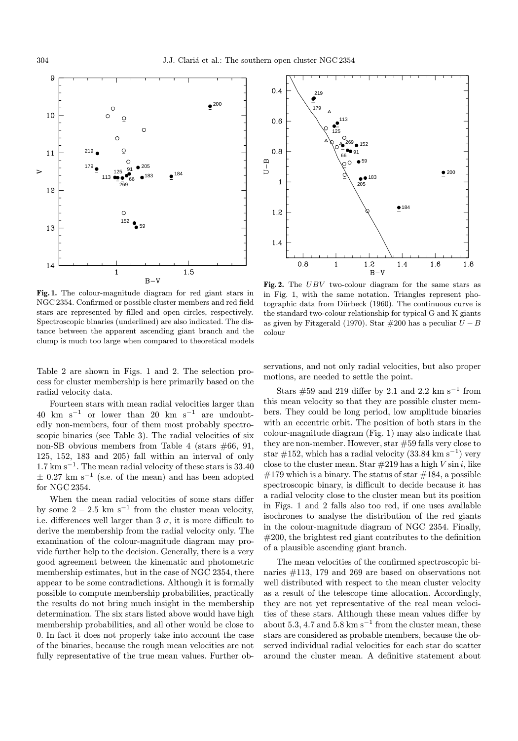**Fig. 1.** The colour-magnitude diagram for red giant stars in NGC 2354. Confirmed or possible cluster members and red field stars are represented by filled and open circles, respectively. Spectroscopic binaries (underlined) are also indicated. The distance between the apparent ascending giant branch and the clump is much too large when compared to theoretical models

**Fig. 2.** The $UBV$ two-colour diagram for the same stars as in Fig. 1, with the same notation. Triangles represent photographic data from Dürbeck (1960). The continuous curve is the standard two-colour relationship for typical G and K giants as given by Fitzgerald (1970). Star #200 has a peculiar $U-B$ colour

Table 2 are shown in Figs. 1 and 2. The selection process for cluster membership is here primarily based on the radial velocity data.

Fourteen stars with mean radial velocities larger than 40 km s$^{-1}$ or lower than 20 km s$^{-1}$ are undoubtedly non-members, four of them most probably spectroscopic binaries (see Table 3). The radial velocities of six non-SB obvious members from Table 4 (stars #66, 91, 125, 152, 183 and 205) fall within an interval of only 1.7 km s$^{-1}$. The mean radial velocity of these stars is 33.40 $\pm$ 0.27 km s$^{-1}$ (s.e. of the mean) and has been adopted for NGC 2354.

When the mean radial velocities of some stars differ by some 2 − 2.5 km s$^{-1}$ from the cluster mean velocity, i.e. differences well larger than 3 $\sigma$, it is more difficult to derive the membership from the radial velocity only. The examination of the colour-magnitude diagram may provide further help to the decision. Generally, there is a very good agreement between the kinematic and photometric membership estimates, but in the case of NGC 2354, there appear to be some contradictions. Although it is formally possible to compute membership probabilities, practically the results do not bring much insight in the membership determination. The six stars listed above would have high membership probabilities, and all other would be close to 0. In fact it does not properly take into account the case of the binaries, because the rough mean velocities are not fully representative of the true mean values. Further observations, and not only radial velocities, but also proper motions, are needed to settle the point.

Stars #59 and 219 differ by 2.1 and 2.2 km s$^{-1}$ from this mean velocity so that they are possible cluster members. They could be long period, low amplitude binaries with an eccentric orbit. The position of both stars in the colour-magnitude diagram (Fig. 1) may also indicate that they are non-member. However, star #59 falls very close to star #152, which has a radial velocity (33.84 km s$^{-1}$) very close to the cluster mean. Star #219 has a high $V \sin i$, like #179 which is a binary. The status of star #184, a possible spectroscopic binary, is difficult to decide because it has a radial velocity close to the cluster mean but its position in Figs. 1 and 2 falls also too red, if one uses available isochrones to analyse the distribution of the red giants in the colour-magnitude diagram of NGC 2354. Finally, #200, the brightest red giant contributes to the definition of a plausible ascending giant branch.

The mean velocities of the confirmed spectroscopic binaries #113, 179 and 269 are based on observations not well distributed with respect to the mean cluster velocity as a result of the telescope time allocation. Accordingly, they are not yet representative of the real mean velocities of these stars. Although these mean values differ by about 5.3, 4.7 and 5.8 km s$^{-1}$ from the cluster mean, these stars are considered as probable members, because the observed individual radial velocities for each star do scatter around the cluster mean. A definitive statement about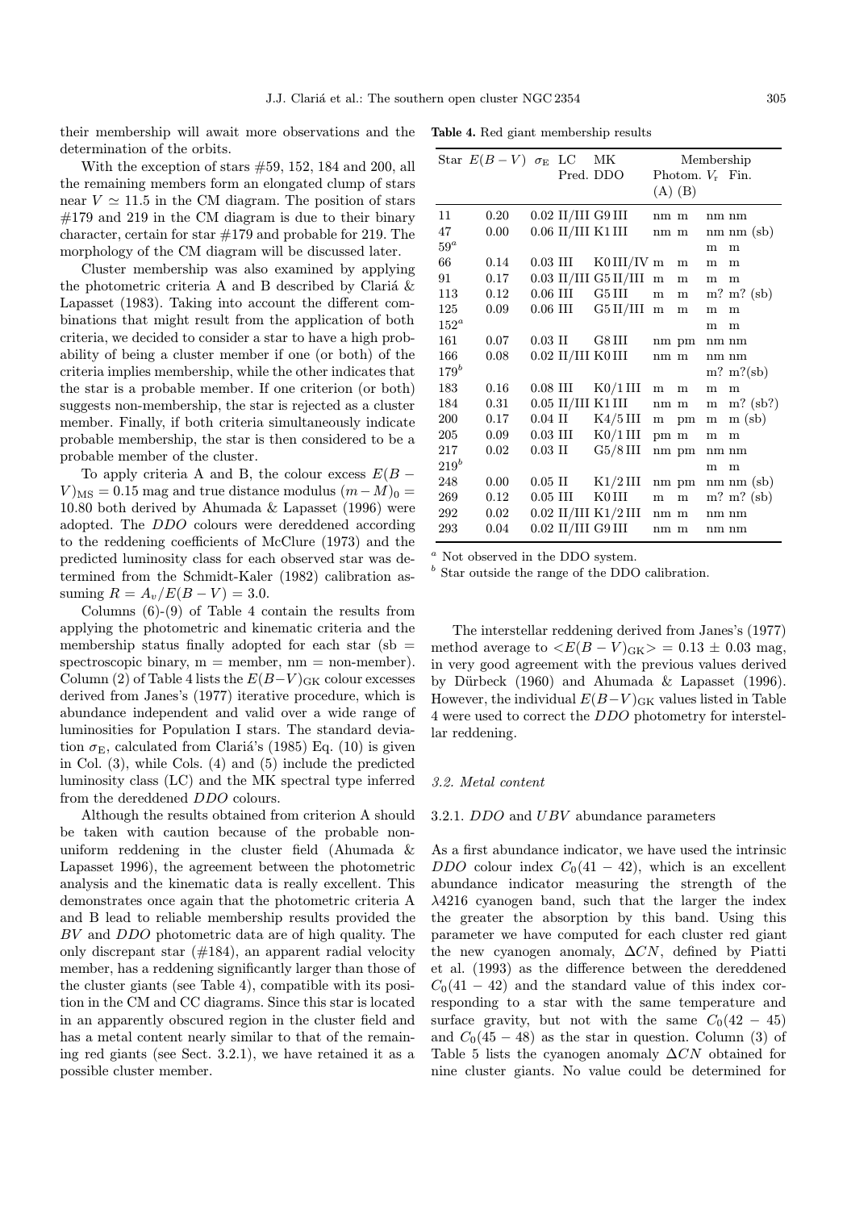their membership will await more observations and the determination of the orbits.

With the exception of stars #59, 152, 184 and 200, all the remaining members form an elongated clump of stars near $V \simeq 11.5$ in the CM diagram. The position of stars #179 and 219 in the CM diagram is due to their binary character, certain for star #179 and probable for 219. The morphology of the CM diagram will be discussed later.

Cluster membership was also examined by applying the photometric criteria A and B described by Clariá & Lapasset (1983). Taking into account the different combinations that might result from the application of both criteria, we decided to consider a star to have a high probability of being a cluster member if one (or both) of the criteria implies membership, while the other indicates that the star is a probable member. If one criterion (or both) suggests non-membership, the star is rejected as a cluster member. Finally, if both criteria simultaneously indicate probable membership, the star is then considered to be a probable member of the cluster.

To apply criteria A and B, the colour excess $E(B-V)_{\rm MS} = 0.15$ mag and true distance modulus $(m-M)_0 = 10.80$ both derived by Ahumada & Lapasset (1996) were adopted. The *DDO* colours were dereddened according to the reddening coefficients of McClure (1973) and the predicted luminosity class for each observed star was determined from the Schmidt-Kaler (1982) calibration assuming $R = A_v/E(B-V) = 3.0$.

Columns (6)-(9) of Table 4 contain the results from applying the photometric and kinematic criteria and the membership status finally adopted for each star (sb = spectroscopic binary, m = member, nm = non-member). Column (2) of Table 4 lists the $E(B-V)_{\rm GK}$ colour excesses derived from Janes's (1977) iterative procedure, which is abundance independent and valid over a wide range of luminosities for Population I stars. The standard deviation $\sigma_{\rm E}$, calculated from Clariá's (1985) Eq. (10) is given in Col. (3), while Cols. (4) and (5) include the predicted luminosity class (LC) and the MK spectral type inferred from the dereddened *DDO* colours.

Although the results obtained from criterion A should be taken with caution because of the probable non-uniform reddening in the cluster field (Ahumada & Lapasset 1996), the agreement between the photometric analysis and the kinematic data is really excellent. This demonstrates once again that the photometric criteria A and B lead to reliable membership results provided the *BV* and *DDO* photometric data are of high quality. The only discrepant star (#184), an apparent radial velocity member, has a reddening significantly larger than those of the cluster giants (see Table 4), compatible with its position in the CM and CC diagrams. Since this star is located in an apparently obscured region in the cluster field and has a metal content nearly similar to that of the remaining red giants (see Sect. 3.2.1), we have retained it as a possible cluster member.

**Table 4.** Red giant membership results

| Star | $E(B-V)$ | $\sigma_{\rm E}$ | LC Pred. | MK DDO | Membership Photom. (A) | (B) | $V_{\rm r}$ | Fin. |
|---|---|---|---|---|---|---|---|---|
| 11 | 0.20 | 0.02 | II/III | G9 III | nm | m | nm | nm |
| 47 | 0.00 | 0.06 | II/III | K1 III | nm | m | nm | nm (sb) |
| 59[a] | | | | | | | m | m |
| 66 | 0.14 | 0.03 | III | K0 III/IV | m | m | m | m |
| 91 | 0.17 | 0.03 | II/III | G5 II/III | m | m | m | m |
| 113 | 0.12 | 0.06 | III | G5 III | m | m | m? | m? (sb) |
| 125 | 0.09 | 0.06 | III | G5 II/III | m | m | m | m |
| 152[a] | | | | | | | m | m |
| 161 | 0.07 | 0.03 | II | G8 III | nm | pm | nm | nm |
| 166 | 0.08 | 0.02 | II/III | K0 III | nm | m | nm | nm |
| 179[b] | | | | | | | m? | m?(sb) |
| 183 | 0.16 | 0.08 | III | K0/1 III | m | m | m | m |
| 184 | 0.31 | 0.05 | II/III | K1 III | nm | m | m | m? (sb?) |
| 200 | 0.17 | 0.04 | II | K4/5 III | m | pm | m | m (sb) |
| 205 | 0.09 | 0.03 | III | K0/1 III | pm | m | m | m |
| 217 | 0.02 | 0.03 | II | G5/8 III | nm | pm | nm | nm |
| 219[b] | | | | | | | m | m |
| 248 | 0.00 | 0.05 | II | K1/2 III | nm | pm | nm | nm (sb) |
| 269 | 0.12 | 0.05 | III | K0 III | m | m | m? | m? (sb) |
| 292 | 0.02 | 0.02 | II/III | K1/2 III | nm | m | nm | nm |
| 293 | 0.04 | 0.02 | II/III | G9 III | nm | m | nm | nm |

[a] Not observed in the DDO system.
[b] Star outside the range of the DDO calibration.

The interstellar reddening derived from Janes's (1977) method average to $<E(B-V)_{\rm GK}> = 0.13 \pm 0.03$ mag, in very good agreement with the previous values derived by Dürbeck (1960) and Ahumada & Lapasset (1996). However, the individual $E(B-V)_{\rm GK}$ values listed in Table 4 were used to correct the *DDO* photometry for interstellar reddening.

### *3.2. Metal content*

#### 3.2.1. *DDO* and *UBV* abundance parameters

As a first abundance indicator, we have used the intrinsic *DDO* colour index $C_0(41-42)$, which is an excellent abundance indicator measuring the strength of the $\lambda$4216 cyanogen band, such that the larger the index the greater the absorption by this band. Using this parameter we have computed for each cluster red giant the new cyanogen anomaly, $\Delta CN$, defined by Piatti et al. (1993) as the difference between the dereddened $C_0(41-42)$ and the standard value of this index corresponding to a star with the same temperature and surface gravity, but not with the same $C_0(42-45)$ and $C_0(45-48)$ as the star in question. Column (3) of Table 5 lists the cyanogen anomaly $\Delta CN$ obtained for nine cluster giants. No value could be determined for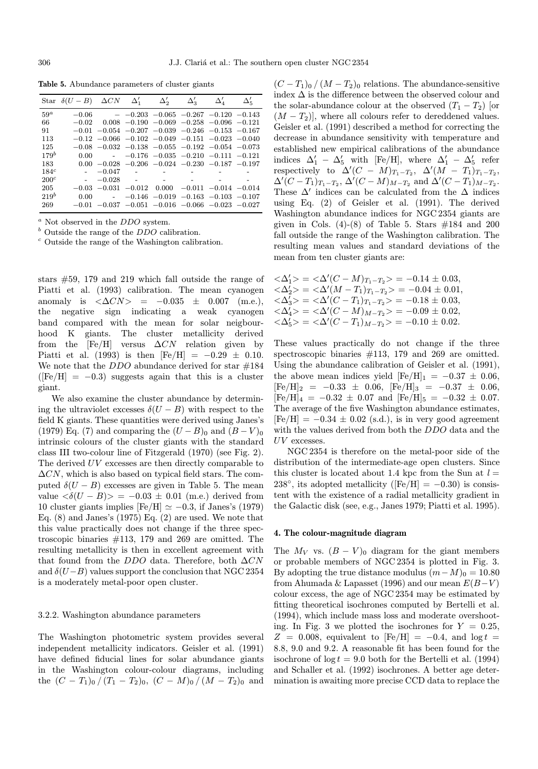**Table 5.** Abundance parameters of cluster giants

| Star | $\delta(U-B)$ | $\Delta CN$ | $\Delta'_1$ | $\Delta'_2$ | $\Delta'_3$ | $\Delta'_4$ | $\Delta'_5$ |
|---|---|---|---|---|---|---|---|
| 59[a] | −0.06 | - | −0.203 | −0.065 | −0.267 | −0.120 | −0.143 |
| 66 | −0.02 | 0.008 | −0.190 | −0.069 | −0.258 | −0.096 | −0.121 |
| 91 | −0.01 | −0.054 | −0.207 | −0.039 | −0.246 | −0.153 | −0.167 |
| 113 | −0.12 | −0.066 | −0.102 | −0.049 | −0.151 | −0.023 | −0.040 |
| 125 | −0.08 | −0.032 | −0.138 | −0.055 | −0.192 | −0.054 | −0.073 |
| 179[b] | 0.00 | - | −0.176 | −0.035 | −0.210 | −0.111 | −0.121 |
| 183 | 0.00 | −0.028 | −0.206 | −0.024 | −0.230 | −0.187 | −0.197 |
| 184[c] | - | −0.047 | - | - | - | - | - |
| 200[c] | - | −0.028 | - | - | - | - | - |
| 205 | −0.03 | −0.031 | −0.012 | 0.000 | −0.011 | −0.014 | −0.014 |
| 219[b] | 0.00 | - | −0.146 | −0.019 | −0.163 | −0.103 | −0.107 |
| 269 | −0.01 | −0.037 | −0.051 | −0.016 | −0.066 | −0.023 | −0.027 |

[a] Not observed in the *DDO* system.
[b] Outside the range of the *DDO* calibration.
[c] Outside the range of the Washington calibration.

stars #59, 179 and 219 which fall outside the range of Piatti et al. (1993) calibration. The mean cyanogen anomaly is $<\Delta CN> = -0.035 \pm 0.007$ (m.e.), the negative sign indicating a weak cyanogen band compared with the mean for solar neigbourhood K giants. The cluster metallicity derived from the [Fe/H] versus $\Delta CN$ relation given by Piatti et al. (1993) is then [Fe/H] $= -0.29 \pm 0.10$. We note that the *DDO* abundance derived for star #184 ([Fe/H] $= -0.3$) suggests again that this is a cluster giant.

We also examine the cluster abundance by determining the ultraviolet excesses $\delta(U-B)$ with respect to the field K giants. These quantities were derived using Janes's (1979) Eq. (7) and comparing the $(U-B)_0$ and $(B-V)_0$ intrinsic colours of the cluster giants with the standard class III two-colour line of Fitzgerald (1970) (see Fig. 2). The derived *UV* excesses are then directly comparable to $\Delta CN$, which is also based on typical field stars. The computed $\delta(U-B)$ excesses are given in Table 5. The mean value $<\delta(U-B)> = -0.03 \pm 0.01$ (m.e.) derived from 10 cluster giants implies [Fe/H] $\simeq -0.3$, if Janes's (1979) Eq. (8) and Janes's (1975) Eq. (2) are used. We note that this value practically does not change if the three spectroscopic binaries #113, 179 and 269 are omitted. The resulting metallicity is then in excellent agreement with that found from the *DDO* data. Therefore, both $\Delta CN$ and $\delta(U-B)$ values support the conclusion that NGC 2354 is a moderately metal-poor open cluster.

### 3.2.2. Washington abundance parameters

The Washington photometric system provides several independent metallicity indicators. Geisler et al. (1991) have defined fiducial lines for solar abundance giants in the Washington colour-colour diagrams, including the $(C-T_1)_0\,/\,(T_1-T_2)_0$, $(C-M)_0\,/\,(M-T_2)_0$ and $(C-T_1)_0\,/\,(M-T_2)_0$ relations. The abundance-sensitive index $\Delta$ is the difference between the observed colour and the solar-abundance colour at the observed $(T_1-T_2)$ [or $(M-T_2)$], where all colours refer to dereddened values. Geisler et al. (1991) described a method for correcting the decrease in abundance sensitivity with temperature and established new empirical calibrations of the abundance indices $\Delta'_1 - \Delta'_5$ with [Fe/H], where $\Delta'_1 - \Delta'_5$ refer respectively to $\Delta'(C-M)_{T_1-T_2}$, $\Delta'(M-T_1)_{T_1-T_2}$, $\Delta'(C-T_1)_{T_1-T_2}$, $\Delta'(C-M)_{M-T_2}$ and $\Delta'(C-T_1)_{M-T_2}$. These $\Delta'$ indices can be calculated from the $\Delta$ indices using Eq. (2) of Geisler et al. (1991). The derived Washington abundance indices for NGC 2354 giants are given in Cols. (4)-(8) of Table 5. Stars #184 and 200 fall outside the range of the Washington calibration. The resulting mean values and standard deviations of the mean from ten cluster giants are:

$$<\Delta'_1> = <\Delta'(C-M)_{T_1-T_2}> = -0.14 \pm 0.03,$$
$$<\Delta'_2> = <\Delta'(M-T_1)_{T_1-T_2}> = -0.04 \pm 0.01,$$
$$<\Delta'_3> = <\Delta'(C-T_1)_{T_1-T_2}> = -0.18 \pm 0.03,$$
$$<\Delta'_4> = <\Delta'(C-M)_{M-T_2}> = -0.09 \pm 0.02,$$
$$<\Delta'_5> = <\Delta'(C-T_1)_{M-T_2}> = -0.10 \pm 0.02.$$

These values practically do not change if the three spectroscopic binaries #113, 179 and 269 are omitted. Using the abundance calibration of Geisler et al. (1991), the above mean indices yield $[Fe/H]_1 = -0.37 \pm 0.06$, $[Fe/H]_2 = -0.33 \pm 0.06$, $[Fe/H]_3 = -0.37 \pm 0.06$, $[Fe/H]_4 = -0.32 \pm 0.07$ and $[Fe/H]_5 = -0.32 \pm 0.07$. The average of the five Washington abundance estimates, [Fe/H] $= -0.34 \pm 0.02$ (s.d.), is in very good agreement with the values derived from both the *DDO* data and the *UV* excesses.

NGC 2354 is therefore on the metal-poor side of the distribution of the intermediate-age open clusters. Since this cluster is located about 1.4 kpc from the Sun at $l = 238°$, its adopted metallicity ([Fe/H] $= -0.30$) is consistent with the existence of a radial metallicity gradient in the Galactic disk (see, e.g., Janes 1979; Piatti et al. 1995).

## 4. The colour-magnitude diagram

The $M_V$ vs. $(B-V)_0$ diagram for the giant members or probable members of NGC 2354 is plotted in Fig. 3. By adopting the true distance modulus $(m-M)_0 = 10.80$ from Ahumada & Lapasset (1996) and our mean $E(B-V)$ colour excess, the age of NGC 2354 may be estimated by fitting theoretical isochrones computed by Bertelli et al. (1994), which include mass loss and moderate overshooting. In Fig. 3 we plotted the isochrones for $Y = 0.25$, $Z = 0.008$, equivalent to [Fe/H] $= -0.4$, and $\log t = 8.8$, 9.0 and 9.2. A reasonable fit has been found for the isochrone of $\log t = 9.0$ both for the Bertelli et al. (1994) and Schaller et al. (1992) isochrones. A better age determination is awaiting more precise CCD data to replace the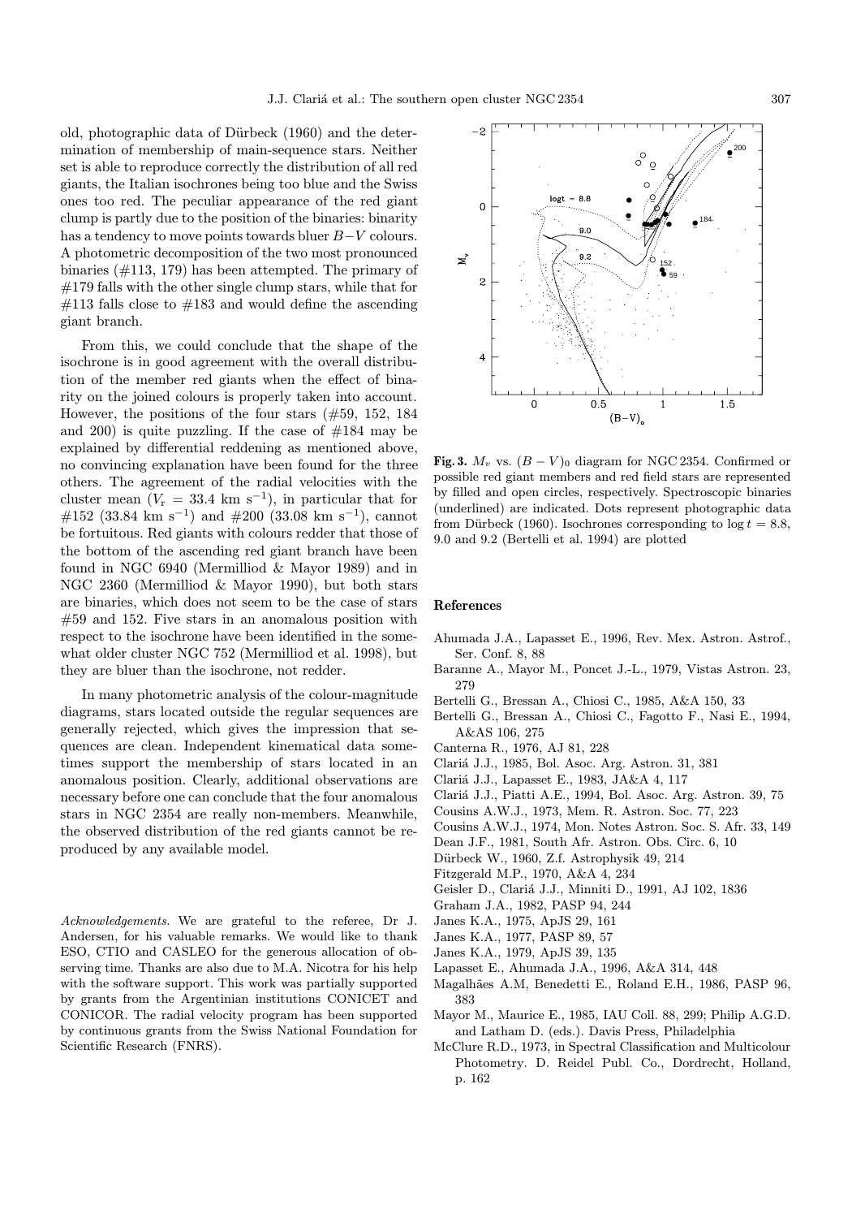old, photographic data of Dürbeck (1960) and the determination of membership of main-sequence stars. Neither set is able to reproduce correctly the distribution of all red giants, the Italian isochrones being too blue and the Swiss ones too red. The peculiar appearance of the red giant clump is partly due to the position of the binaries: binarity has a tendency to move points towards bluer $B-V$ colours. A photometric decomposition of the two most pronounced binaries (#113, 179) has been attempted. The primary of #179 falls with the other single clump stars, while that for #113 falls close to #183 and would define the ascending giant branch.

From this, we could conclude that the shape of the isochrone is in good agreement with the overall distribution of the member red giants when the effect of binarity on the joined colours is properly taken into account. However, the positions of the four stars (#59, 152, 184 and 200) is quite puzzling. If the case of #184 may be explained by differential reddening as mentioned above, no convincing explanation have been found for the three others. The agreement of the radial velocities with the cluster mean ($V_{\rm r}$ = 33.4 km s$^{-1}$), in particular that for #152 (33.84 km s$^{-1}$) and #200 (33.08 km s$^{-1}$), cannot be fortuitous. Red giants with colours redder that those of the bottom of the ascending red giant branch have been found in NGC 6940 (Mermilliod & Mayor 1989) and in NGC 2360 (Mermilliod & Mayor 1990), but both stars are binaries, which does not seem to be the case of stars #59 and 152. Five stars in an anomalous position with respect to the isochrone have been identified in the somewhat older cluster NGC 752 (Mermilliod et al. 1998), but they are bluer than the isochrone, not redder.

In many photometric analysis of the colour-magnitude diagrams, stars located outside the regular sequences are generally rejected, which gives the impression that sequences are clean. Independent kinematical data sometimes support the membership of stars located in an anomalous position. Clearly, additional observations are necessary before one can conclude that the four anomalous stars in NGC 2354 are really non-members. Meanwhile, the observed distribution of the red giants cannot be reproduced by any available model.

*Acknowledgements.* We are grateful to the referee, Dr J. Andersen, for his valuable remarks. We would like to thank ESO, CTIO and CASLEO for the generous allocation of observing time. Thanks are also due to M.A. Nicotra for his help with the software support. This work was partially supported by grants from the Argentinian institutions CONICET and CONICOR. The radial velocity program has been supported by continuous grants from the Swiss National Foundation for Scientific Research (FNRS).

**Fig. 3.** $M_v$ vs. $(B-V)_0$ diagram for NGC 2354. Confirmed or possible red giant members and red field stars are represented by filled and open circles, respectively. Spectroscopic binaries (underlined) are indicated. Dots represent photographic data from Dürbeck (1960). Isochrones corresponding to $\log t = 8.8$, 9.0 and 9.2 (Bertelli et al. 1994) are plotted

## References

- Ahumada J.A., Lapasset E., 1996, Rev. Mex. Astron. Astrof., Ser. Conf. 8, 88
- Baranne A., Mayor M., Poncet J.-L., 1979, Vistas Astron. 23, 279
- Bertelli G., Bressan A., Chiosi C., 1985, A&A 150, 33
- Bertelli G., Bressan A., Chiosi C., Fagotto F., Nasi E., 1994, A&AS 106, 275
- Canterna R., 1976, AJ 81, 228
- Clariá J.J., 1985, Bol. Asoc. Arg. Astron. 31, 381
- Clariá J.J., Lapasset E., 1983, JA&A 4, 117
- Clariá J.J., Piatti A.E., 1994, Bol. Asoc. Arg. Astron. 39, 75
- Cousins A.W.J., 1973, Mem. R. Astron. Soc. 77, 223
- Cousins A.W.J., 1974, Mon. Notes Astron. Soc. S. Afr. 33, 149
- Dean J.F., 1981, South Afr. Astron. Obs. Circ. 6, 10
- Dürbeck W., 1960, Z.f. Astrophysik 49, 214
- Fitzgerald M.P., 1970, A&A 4, 234
- Geisler D., Clariá J.J., Minniti D., 1991, AJ 102, 1836
- Graham J.A., 1982, PASP 94, 244
- Janes K.A., 1975, ApJS 29, 161
- Janes K.A., 1977, PASP 89, 57
- Janes K.A., 1979, ApJS 39, 135
- Lapasset E., Ahumada J.A., 1996, A&A 314, 448
- Magalhães A.M, Benedetti E., Roland E.H., 1986, PASP 96, 383
- Mayor M., Maurice E., 1985, IAU Coll. 88, 299; Philip A.G.D. and Latham D. (eds.). Davis Press, Philadelphia
- McClure R.D., 1973, in Spectral Classification and Multicolour Photometry. D. Reidel Publ. Co., Dordrecht, Holland, p. 162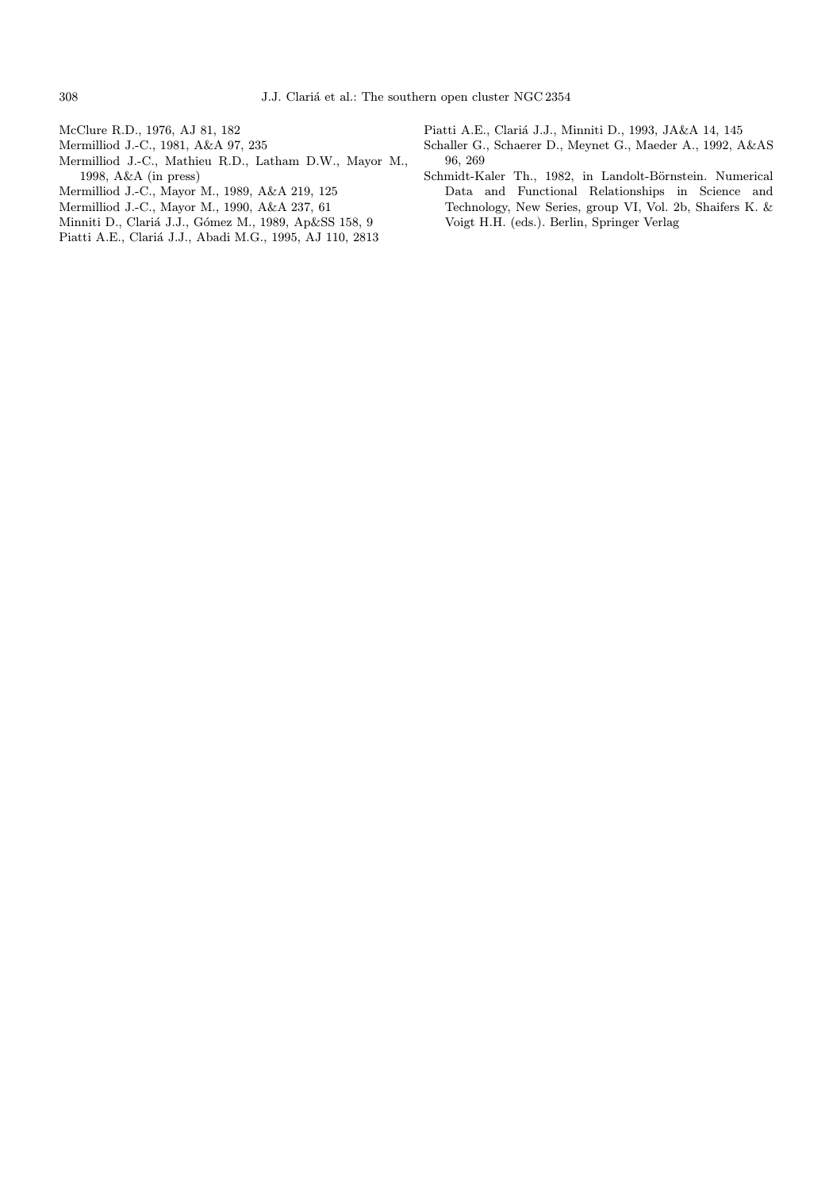McClure R.D., 1976, AJ 81, 182

Mermilliod J.-C., 1981, A&A 97, 235

Mermilliod J.-C., Mathieu R.D., Latham D.W., Mayor M., 1998, A&A (in press)

Mermilliod J.-C., Mayor M., 1989, A&A 219, 125

Mermilliod J.-C., Mayor M., 1990, A&A 237, 61

Minniti D., Clariá J.J., Gómez M., 1989, Ap&SS 158, 9

Piatti A.E., Clariá J.J., Abadi M.G., 1995, AJ 110, 2813

Piatti A.E., Clariá J.J., Minniti D., 1993, JA&A 14, 145

Schaller G., Schaerer D., Meynet G., Maeder A., 1992, A&AS 96, 269

Schmidt-Kaler Th., 1982, in Landolt-Börnstein. Numerical Data and Functional Relationships in Science and Technology, New Series, group VI, Vol. 2b, Shaifers K. & Voigt H.H. (eds.). Berlin, Springer Verlag